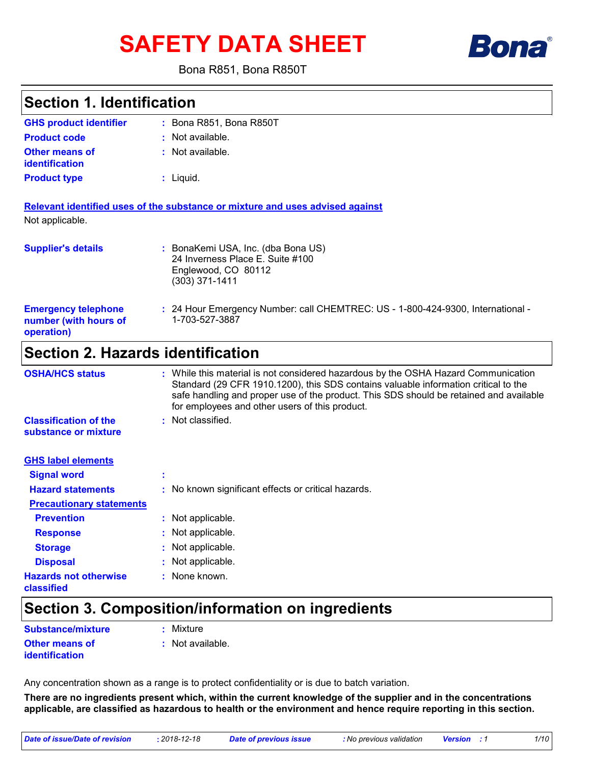# SAFETY DATA SHEET

Bona R851, Bona R850T

## Section 1. Identification

**GHS product identifier** : Bona R851, Bona R850T

**Product code** : Not available.

**Other means of identification** : Not available.

**Product type** : Liquid.

**Relevant identified uses of the substance or mixture and uses advised against**

Not applicable.

**Supplier's details** : BonaKemi USA, Inc. (dba Bona US)
24 Inverness Place E. Suite #100
Englewood, CO 80112
(303) 371-1411

**Emergency telephone number (with hours of operation)** : 24 Hour Emergency Number: call CHEMTREC: US - 1-800-424-9300, International - 1-703-527-3887

## Section 2. Hazards identification

**OSHA/HCS status** : While this material is not considered hazardous by the OSHA Hazard Communication Standard (29 CFR 1910.1200), this SDS contains valuable information critical to the safe handling and proper use of the product. This SDS should be retained and available for employees and other users of this product.

**Classification of the substance or mixture** : Not classified.

**GHS label elements**

**Signal word** :

**Hazard statements** : No known significant effects or critical hazards.

**Precautionary statements**

**Prevention** : Not applicable.

**Response** : Not applicable.

**Storage** : Not applicable.

**Disposal** : Not applicable.

**Hazards not otherwise classified** : None known.

## Section 3. Composition/information on ingredients

**Substance/mixture** : Mixture

**Other means of identification** : Not available.

Any concentration shown as a range is to protect confidentiality or is due to batch variation.

**There are no ingredients present which, within the current knowledge of the supplier and in the concentrations applicable, are classified as hazardous to health or the environment and hence require reporting in this section.**

| *Date of issue/Date of revision* | *: 2018-12-18* | *Date of previous issue* | *: No previous validation* | *Version : 1* |
|---|---|---|---|---|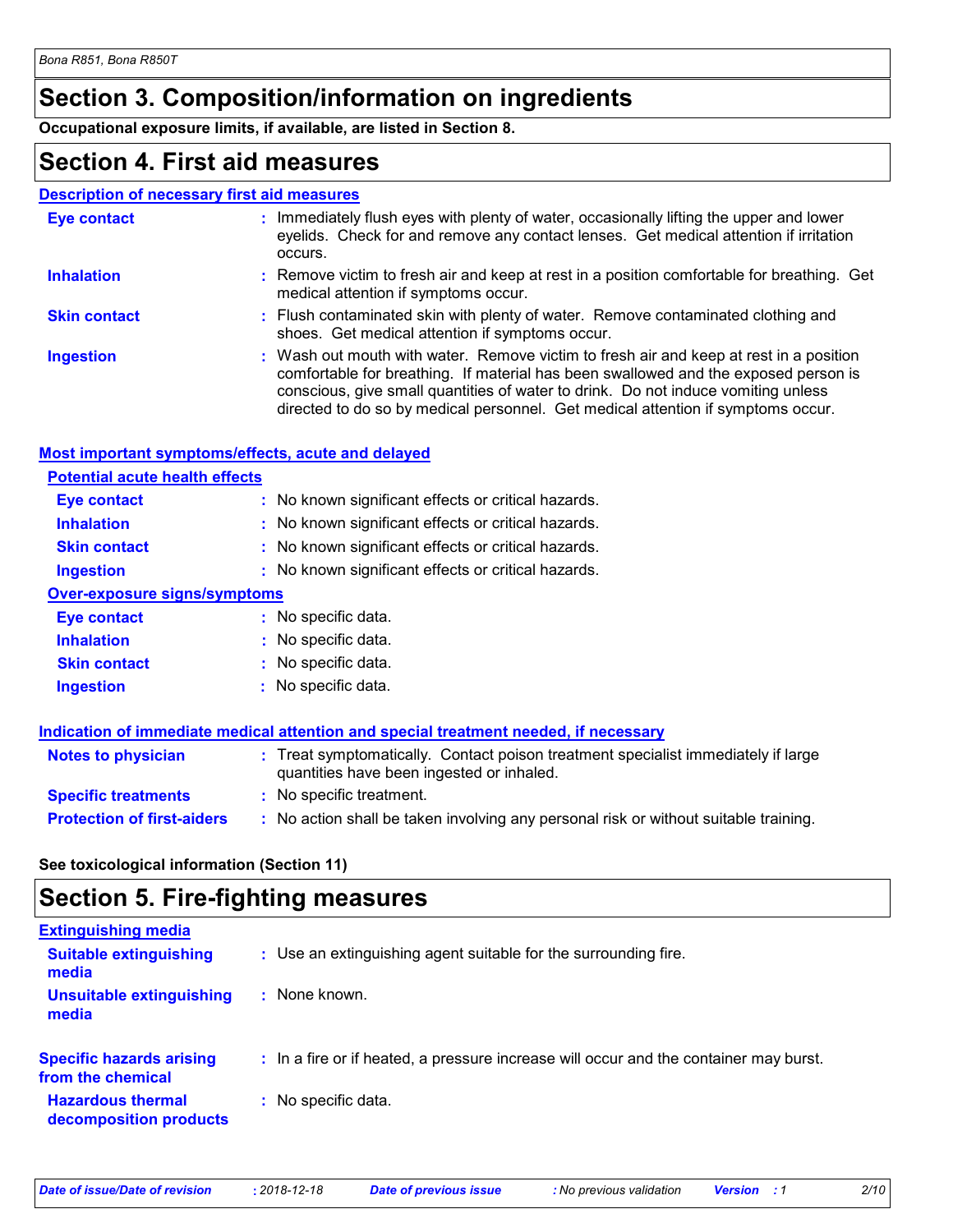# Section 3. Composition/information on ingredients

**Occupational exposure limits, if available, are listed in Section 8.**

# Section 4. First aid measures

## Description of necessary first aid measures

**Eye contact** : Immediately flush eyes with plenty of water, occasionally lifting the upper and lower eyelids. Check for and remove any contact lenses. Get medical attention if irritation occurs.

**Inhalation** : Remove victim to fresh air and keep at rest in a position comfortable for breathing. Get medical attention if symptoms occur.

**Skin contact** : Flush contaminated skin with plenty of water. Remove contaminated clothing and shoes. Get medical attention if symptoms occur.

**Ingestion** : Wash out mouth with water. Remove victim to fresh air and keep at rest in a position comfortable for breathing. If material has been swallowed and the exposed person is conscious, give small quantities of water to drink. Do not induce vomiting unless directed to do so by medical personnel. Get medical attention if symptoms occur.

## Most important symptoms/effects, acute and delayed

### Potential acute health effects

**Eye contact** : No known significant effects or critical hazards.

**Inhalation** : No known significant effects or critical hazards.

**Skin contact** : No known significant effects or critical hazards.

**Ingestion** : No known significant effects or critical hazards.

### Over-exposure signs/symptoms

**Eye contact** : No specific data.

**Inhalation** : No specific data.

**Skin contact** : No specific data.

**Ingestion** : No specific data.

## Indication of immediate medical attention and special treatment needed, if necessary

**Notes to physician** : Treat symptomatically. Contact poison treatment specialist immediately if large quantities have been ingested or inhaled.

**Specific treatments** : No specific treatment.

**Protection of first-aiders** : No action shall be taken involving any personal risk or without suitable training.

**See toxicological information (Section 11)**

# Section 5. Fire-fighting measures

## Extinguishing media

**Suitable extinguishing media** : Use an extinguishing agent suitable for the surrounding fire.

**Unsuitable extinguishing media** : None known.

**Specific hazards arising from the chemical** : In a fire or if heated, a pressure increase will occur and the container may burst.

**Hazardous thermal decomposition products** : No specific data.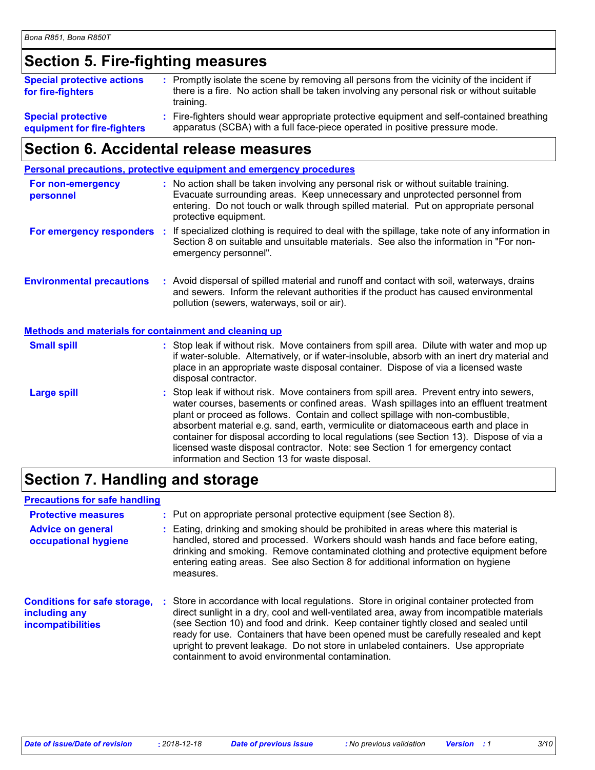## Section 5. Fire-fighting measures

**Special protective actions for fire-fighters** : Promptly isolate the scene by removing all persons from the vicinity of the incident if there is a fire. No action shall be taken involving any personal risk or without suitable training.

**Special protective equipment for fire-fighters** : Fire-fighters should wear appropriate protective equipment and self-contained breathing apparatus (SCBA) with a full face-piece operated in positive pressure mode.

## Section 6. Accidental release measures

### Personal precautions, protective equipment and emergency procedures

**For non-emergency personnel** : No action shall be taken involving any personal risk or without suitable training. Evacuate surrounding areas. Keep unnecessary and unprotected personnel from entering. Do not touch or walk through spilled material. Put on appropriate personal protective equipment.

**For emergency responders** : If specialized clothing is required to deal with the spillage, take note of any information in Section 8 on suitable and unsuitable materials. See also the information in "For non-emergency personnel".

**Environmental precautions** : Avoid dispersal of spilled material and runoff and contact with soil, waterways, drains and sewers. Inform the relevant authorities if the product has caused environmental pollution (sewers, waterways, soil or air).

### Methods and materials for containment and cleaning up

**Small spill** : Stop leak if without risk. Move containers from spill area. Dilute with water and mop up if water-soluble. Alternatively, or if water-insoluble, absorb with an inert dry material and place in an appropriate waste disposal container. Dispose of via a licensed waste disposal contractor.

**Large spill** : Stop leak if without risk. Move containers from spill area. Prevent entry into sewers, water courses, basements or confined areas. Wash spillages into an effluent treatment plant or proceed as follows. Contain and collect spillage with non-combustible, absorbent material e.g. sand, earth, vermiculite or diatomaceous earth and place in container for disposal according to local regulations (see Section 13). Dispose of via a licensed waste disposal contractor. Note: see Section 1 for emergency contact information and Section 13 for waste disposal.

## Section 7. Handling and storage

### Precautions for safe handling

**Protective measures** : Put on appropriate personal protective equipment (see Section 8).

**Advice on general occupational hygiene** : Eating, drinking and smoking should be prohibited in areas where this material is handled, stored and processed. Workers should wash hands and face before eating, drinking and smoking. Remove contaminated clothing and protective equipment before entering eating areas. See also Section 8 for additional information on hygiene measures.

**Conditions for safe storage, including any incompatibilities** : Store in accordance with local regulations. Store in original container protected from direct sunlight in a dry, cool and well-ventilated area, away from incompatible materials (see Section 10) and food and drink. Keep container tightly closed and sealed until ready for use. Containers that have been opened must be carefully resealed and kept upright to prevent leakage. Do not store in unlabeled containers. Use appropriate containment to avoid environmental contamination.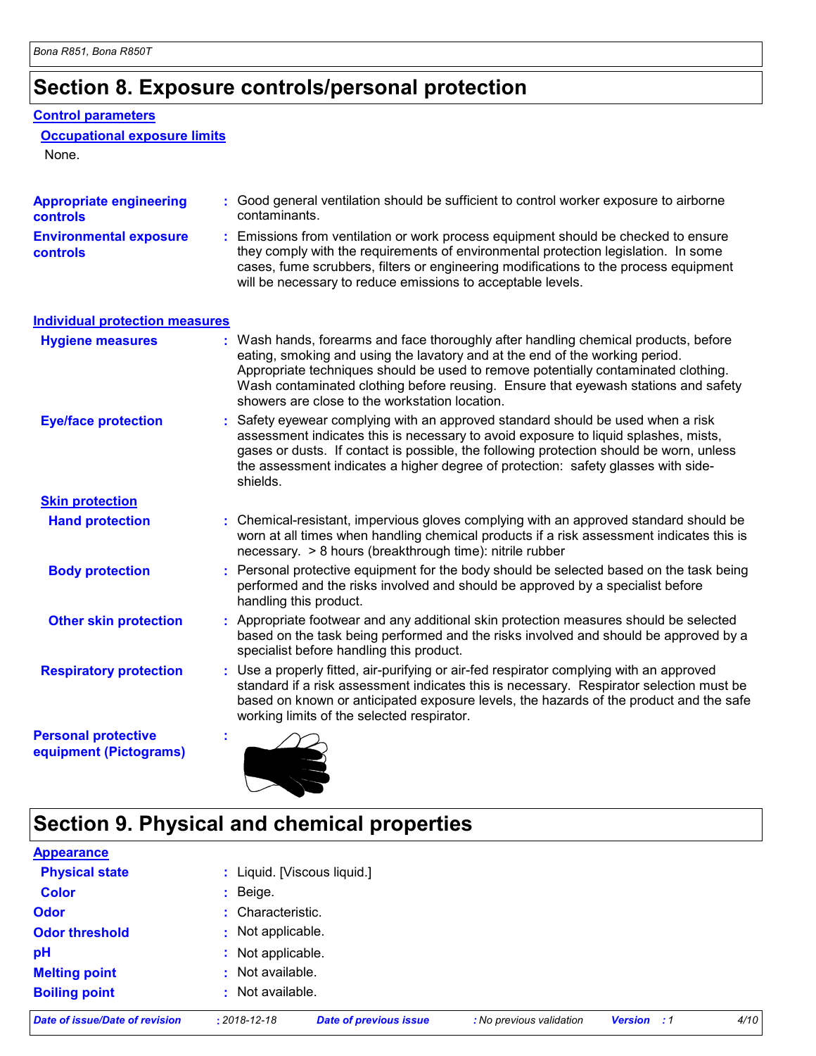# Section 8. Exposure controls/personal protection

## Control parameters

### Occupational exposure limits

None.

**Appropriate engineering controls** : Good general ventilation should be sufficient to control worker exposure to airborne contaminants.

**Environmental exposure controls** : Emissions from ventilation or work process equipment should be checked to ensure they comply with the requirements of environmental protection legislation. In some cases, fume scrubbers, filters or engineering modifications to the process equipment will be necessary to reduce emissions to acceptable levels.

## Individual protection measures

**Hygiene measures** : Wash hands, forearms and face thoroughly after handling chemical products, before eating, smoking and using the lavatory and at the end of the working period. Appropriate techniques should be used to remove potentially contaminated clothing. Wash contaminated clothing before reusing. Ensure that eyewash stations and safety showers are close to the workstation location.

**Eye/face protection** : Safety eyewear complying with an approved standard should be used when a risk assessment indicates this is necessary to avoid exposure to liquid splashes, mists, gases or dusts. If contact is possible, the following protection should be worn, unless the assessment indicates a higher degree of protection: safety glasses with side-shields.

### Skin protection

**Hand protection** : Chemical-resistant, impervious gloves complying with an approved standard should be worn at all times when handling chemical products if a risk assessment indicates this is necessary. > 8 hours (breakthrough time): nitrile rubber

**Body protection** : Personal protective equipment for the body should be selected based on the task being performed and the risks involved and should be approved by a specialist before handling this product.

**Other skin protection** : Appropriate footwear and any additional skin protection measures should be selected based on the task being performed and the risks involved and should be approved by a specialist before handling this product.

**Respiratory protection** : Use a properly fitted, air-purifying or air-fed respirator complying with an approved standard if a risk assessment indicates this is necessary. Respirator selection must be based on known or anticipated exposure levels, the hazards of the product and the safe working limits of the selected respirator.

**Personal protective equipment (Pictograms)** :

# Section 9. Physical and chemical properties

## Appearance

**Physical state** : Liquid. [Viscous liquid.]

**Color** : Beige.

**Odor** : Characteristic.

**Odor threshold** : Not applicable.

**pH** : Not applicable.

**Melting point** : Not available.

**Boiling point** : Not available.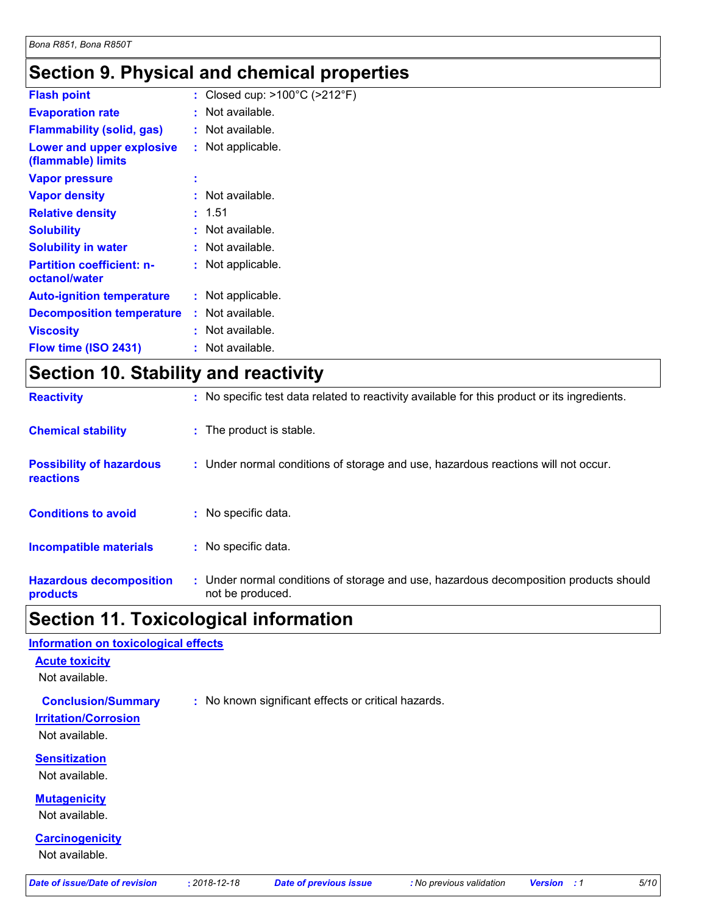## Section 9. Physical and chemical properties

| | | |
|---|---|---|
| **Flash point** | : | Closed cup: >100°C (>212°F) |
| **Evaporation rate** | : | Not available. |
| **Flammability (solid, gas)** | : | Not available. |
| **Lower and upper explosive (flammable) limits** | : | Not applicable. |
| **Vapor pressure** | : | |
| **Vapor density** | : | Not available. |
| **Relative density** | : | 1.51 |
| **Solubility** | : | Not available. |
| **Solubility in water** | : | Not available. |
| **Partition coefficient: n-octanol/water** | : | Not applicable. |
| **Auto-ignition temperature** | : | Not applicable. |
| **Decomposition temperature** | : | Not available. |
| **Viscosity** | : | Not available. |
| **Flow time (ISO 2431)** | : | Not available. |

## Section 10. Stability and reactivity

| | | |
|---|---|---|
| **Reactivity** | : | No specific test data related to reactivity available for this product or its ingredients. |
| **Chemical stability** | : | The product is stable. |
| **Possibility of hazardous reactions** | : | Under normal conditions of storage and use, hazardous reactions will not occur. |
| **Conditions to avoid** | : | No specific data. |
| **Incompatible materials** | : | No specific data. |
| **Hazardous decomposition products** | : | Under normal conditions of storage and use, hazardous decomposition products should not be produced. |

## Section 11. Toxicological information

### Information on toxicological effects

#### Acute toxicity

Not available.

**Conclusion/Summary** : No known significant effects or critical hazards.

#### Irritation/Corrosion

Not available.

#### Sensitization

Not available.

#### Mutagenicity

Not available.

#### Carcinogenicity

Not available.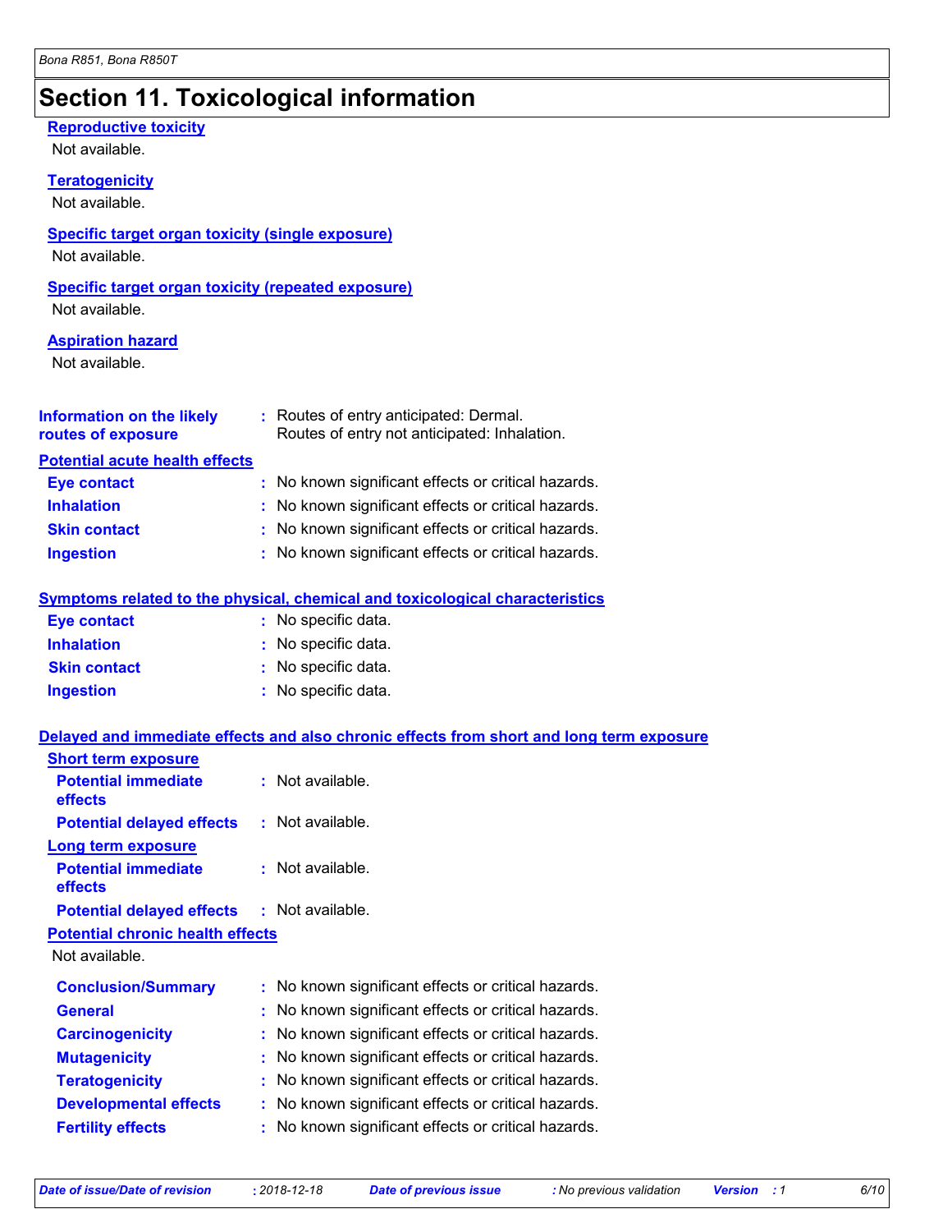# Section 11. Toxicological information

**Reproductive toxicity**

Not available.

**Teratogenicity**

Not available.

**Specific target organ toxicity (single exposure)**

Not available.

**Specific target organ toxicity (repeated exposure)**

Not available.

**Aspiration hazard**

Not available.

**Information on the likely routes of exposure** : Routes of entry anticipated: Dermal.
Routes of entry not anticipated: Inhalation.

**Potential acute health effects**

| | |
|---|---|
| **Eye contact** | : No known significant effects or critical hazards. |
| **Inhalation** | : No known significant effects or critical hazards. |
| **Skin contact** | : No known significant effects or critical hazards. |
| **Ingestion** | : No known significant effects or critical hazards. |

**Symptoms related to the physical, chemical and toxicological characteristics**

| | |
|---|---|
| **Eye contact** | : No specific data. |
| **Inhalation** | : No specific data. |
| **Skin contact** | : No specific data. |
| **Ingestion** | : No specific data. |

**Delayed and immediate effects and also chronic effects from short and long term exposure**

**Short term exposure**

| | |
|---|---|
| **Potential immediate effects** | : Not available. |
| **Potential delayed effects** | : Not available. |

**Long term exposure**

| | |
|---|---|
| **Potential immediate effects** | : Not available. |
| **Potential delayed effects** | : Not available. |

**Potential chronic health effects**

Not available.

| | |
|---|---|
| **Conclusion/Summary** | : No known significant effects or critical hazards. |
| **General** | : No known significant effects or critical hazards. |
| **Carcinogenicity** | : No known significant effects or critical hazards. |
| **Mutagenicity** | : No known significant effects or critical hazards. |
| **Teratogenicity** | : No known significant effects or critical hazards. |
| **Developmental effects** | : No known significant effects or critical hazards. |
| **Fertility effects** | : No known significant effects or critical hazards. |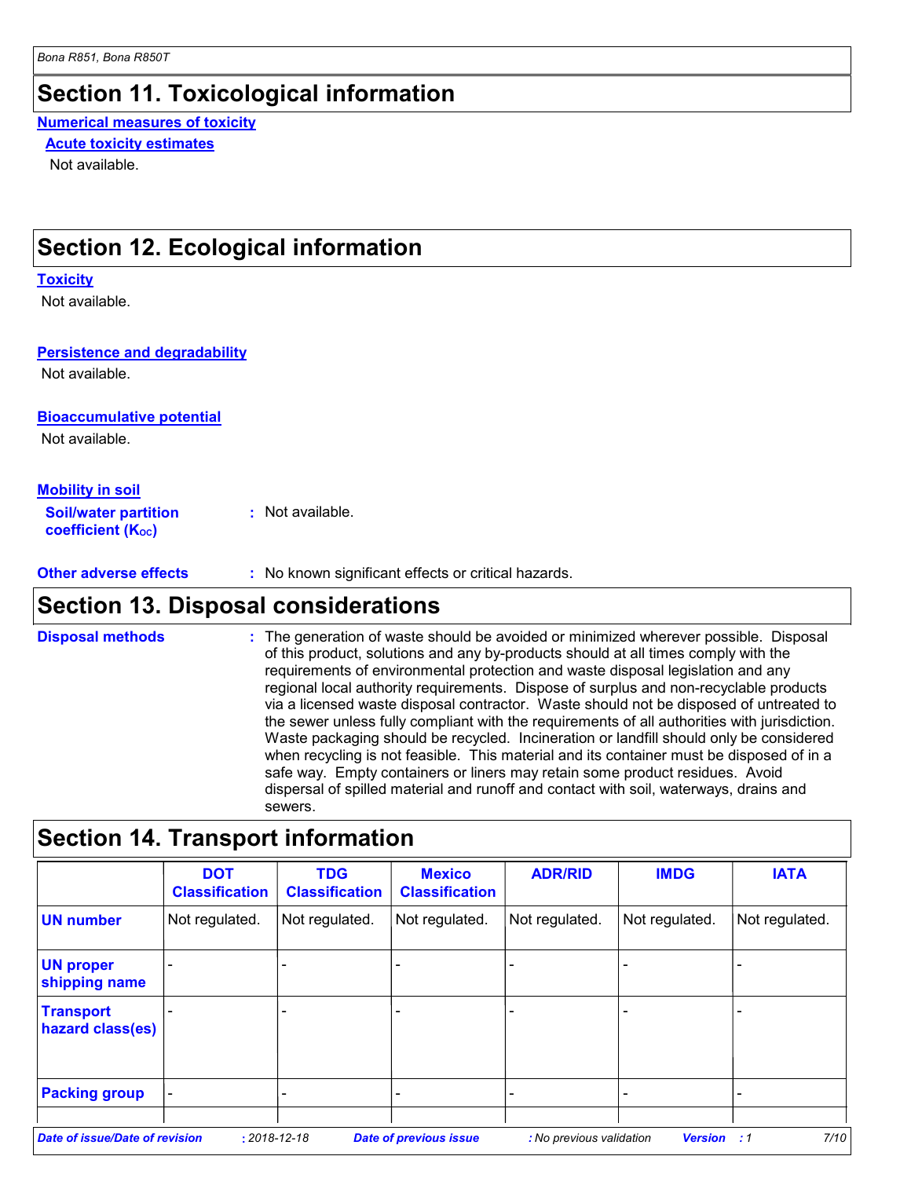# Section 11. Toxicological information

**Numerical measures of toxicity**

**Acute toxicity estimates**

Not available.

# Section 12. Ecological information

**Toxicity**

Not available.

**Persistence and degradability**

Not available.

**Bioaccumulative potential**

Not available.

**Mobility in soil**

**Soil/water partition coefficient ($K_{OC}$)** : Not available.

**Other adverse effects** : No known significant effects or critical hazards.

# Section 13. Disposal considerations

**Disposal methods** : The generation of waste should be avoided or minimized wherever possible. Disposal of this product, solutions and any by-products should at all times comply with the requirements of environmental protection and waste disposal legislation and any regional local authority requirements. Dispose of surplus and non-recyclable products via a licensed waste disposal contractor. Waste should not be disposed of untreated to the sewer unless fully compliant with the requirements of all authorities with jurisdiction. Waste packaging should be recycled. Incineration or landfill should only be considered when recycling is not feasible. This material and its container must be disposed of in a safe way. Empty containers or liners may retain some product residues. Avoid dispersal of spilled material and runoff and contact with soil, waterways, drains and sewers.

# Section 14. Transport information

| | DOT Classification | TDG Classification | Mexico Classification | ADR/RID | IMDG | IATA |
|---|---|---|---|---|---|---|
| **UN number** | Not regulated. | Not regulated. | Not regulated. | Not regulated. | Not regulated. | Not regulated. |
| **UN proper shipping name** | - | - | - | - | - | - |
| **Transport hazard class(es)** | - | - | - | - | - | - |
| **Packing group** | - | - | - | - | - | - |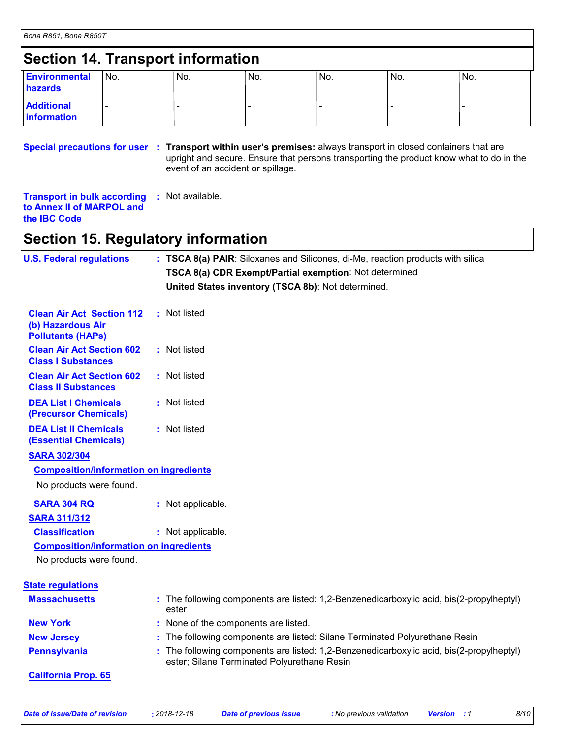## Section 14. Transport information

| | | | | | | |
|---|---|---|---|---|---|---|
| **Environmental hazards** | No. | No. | No. | No. | No. | No. |
| **Additional information** | - | - | - | - | - | - |

**Special precautions for user** : **Transport within user's premises:** always transport in closed containers that are upright and secure. Ensure that persons transporting the product know what to do in the event of an accident or spillage.

**Transport in bulk according to Annex II of MARPOL and the IBC Code** : Not available.

## Section 15. Regulatory information

**U.S. Federal regulations** : **TSCA 8(a) PAIR**: Siloxanes and Silicones, di-Me, reaction products with silica

**TSCA 8(a) CDR Exempt/Partial exemption**: Not determined

**United States inventory (TSCA 8b)**: Not determined.

**Clean Air Act Section 112 (b) Hazardous Air Pollutants (HAPs)** : Not listed

**Clean Air Act Section 602 Class I Substances** : Not listed

**Clean Air Act Section 602 Class II Substances** : Not listed

**DEA List I Chemicals (Precursor Chemicals)** : Not listed

**DEA List II Chemicals (Essential Chemicals)** : Not listed

**SARA 302/304**

**Composition/information on ingredients**

No products were found.

**SARA 304 RQ** : Not applicable.

**SARA 311/312**

**Classification** : Not applicable.

**Composition/information on ingredients**

No products were found.

**State regulations**

**Massachusetts** : The following components are listed: 1,2-Benzenedicarboxylic acid, bis(2-propylheptyl) ester

**New York** : None of the components are listed.

**New Jersey** : The following components are listed: Silane Terminated Polyurethane Resin

**Pennsylvania** : The following components are listed: 1,2-Benzenedicarboxylic acid, bis(2-propylheptyl) ester; Silane Terminated Polyurethane Resin

**California Prop. 65**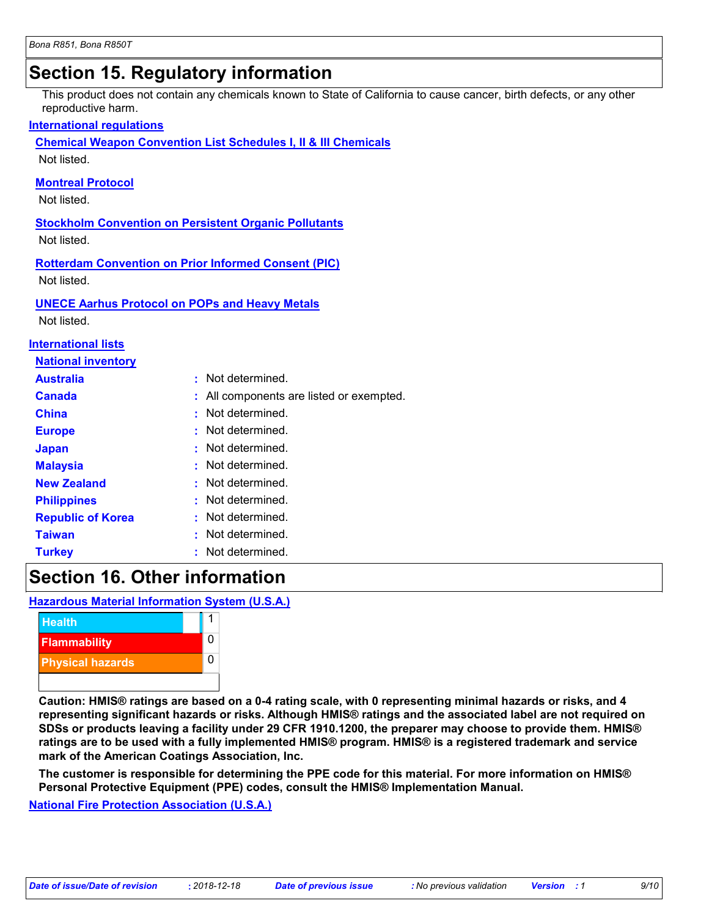## Section 15. Regulatory information

This product does not contain any chemicals known to State of California to cause cancer, birth defects, or any other reproductive harm.

**International regulations**

**Chemical Weapon Convention List Schedules I, II & III Chemicals**

Not listed.

**Montreal Protocol**

Not listed.

**Stockholm Convention on Persistent Organic Pollutants**

Not listed.

**Rotterdam Convention on Prior Informed Consent (PIC)**

Not listed.

**UNECE Aarhus Protocol on POPs and Heavy Metals**

Not listed.

**International lists**

**National inventory**

| | | |
|---|---|---|
| **Australia** | : | Not determined. |
| **Canada** | : | All components are listed or exempted. |
| **China** | : | Not determined. |
| **Europe** | : | Not determined. |
| **Japan** | : | Not determined. |
| **Malaysia** | : | Not determined. |
| **New Zealand** | : | Not determined. |
| **Philippines** | : | Not determined. |
| **Republic of Korea** | : | Not determined. |
| **Taiwan** | : | Not determined. |
| **Turkey** | : | Not determined. |

## Section 16. Other information

**Hazardous Material Information System (U.S.A.)**

| | |
|---|---|
| Health | 1 |
| Flammability | 0 |
| Physical hazards | 0 |
| | |

**Caution: HMIS® ratings are based on a 0-4 rating scale, with 0 representing minimal hazards or risks, and 4 representing significant hazards or risks. Although HMIS® ratings and the associated label are not required on SDSs or products leaving a facility under 29 CFR 1910.1200, the preparer may choose to provide them. HMIS® ratings are to be used with a fully implemented HMIS® program. HMIS® is a registered trademark and service mark of the American Coatings Association, Inc.**

**The customer is responsible for determining the PPE code for this material. For more information on HMIS® Personal Protective Equipment (PPE) codes, consult the HMIS® Implementation Manual.**

**National Fire Protection Association (U.S.A.)**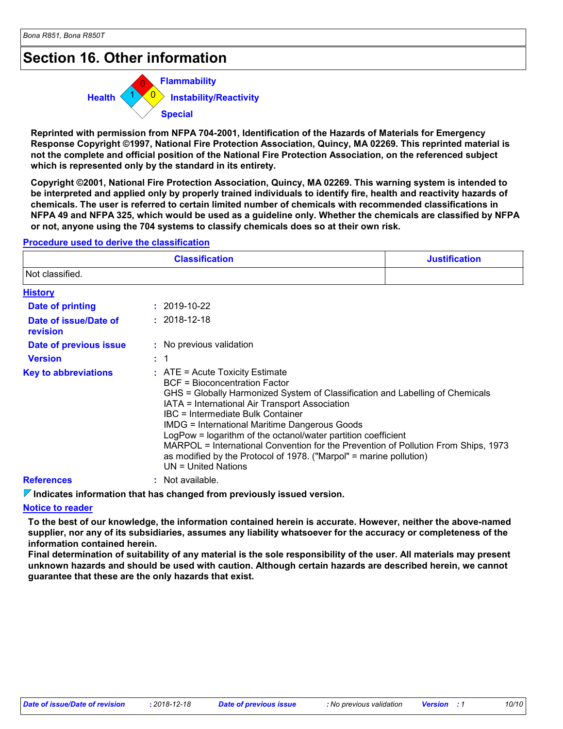# Section 16. Other information

Flammability: 0
Health: 1
Instability/Reactivity: 0
Special

**Reprinted with permission from NFPA 704-2001, Identification of the Hazards of Materials for Emergency Response Copyright ©1997, National Fire Protection Association, Quincy, MA 02269. This reprinted material is not the complete and official position of the National Fire Protection Association, on the referenced subject which is represented only by the standard in its entirety.**

**Copyright ©2001, National Fire Protection Association, Quincy, MA 02269. This warning system is intended to be interpreted and applied only by properly trained individuals to identify fire, health and reactivity hazards of chemicals. The user is referred to certain limited number of chemicals with recommended classifications in NFPA 49 and NFPA 325, which would be used as a guideline only. Whether the chemicals are classified by NFPA or not, anyone using the 704 systems to classify chemicals does so at their own risk.**

## Procedure used to derive the classification

| Classification | Justification |
|---|---|
| Not classified. | |

## History

**Date of printing** : 2019-10-22

**Date of issue/Date of revision** : 2018-12-18

**Date of previous issue** : No previous validation

**Version** : 1

**Key to abbreviations** :
ATE = Acute Toxicity Estimate
BCF = Bioconcentration Factor
GHS = Globally Harmonized System of Classification and Labelling of Chemicals
IATA = International Air Transport Association
IBC = Intermediate Bulk Container
IMDG = International Maritime Dangerous Goods
LogPow = logarithm of the octanol/water partition coefficient
MARPOL = International Convention for the Prevention of Pollution From Ships, 1973 as modified by the Protocol of 1978. ("Marpol" = marine pollution)
UN = United Nations

**References** : Not available.

**Indicates information that has changed from previously issued version.**

## Notice to reader

**To the best of our knowledge, the information contained herein is accurate. However, neither the above-named supplier, nor any of its subsidiaries, assumes any liability whatsoever for the accuracy or completeness of the information contained herein.**
**Final determination of suitability of any material is the sole responsibility of the user. All materials may present unknown hazards and should be used with caution. Although certain hazards are described herein, we cannot guarantee that these are the only hazards that exist.**